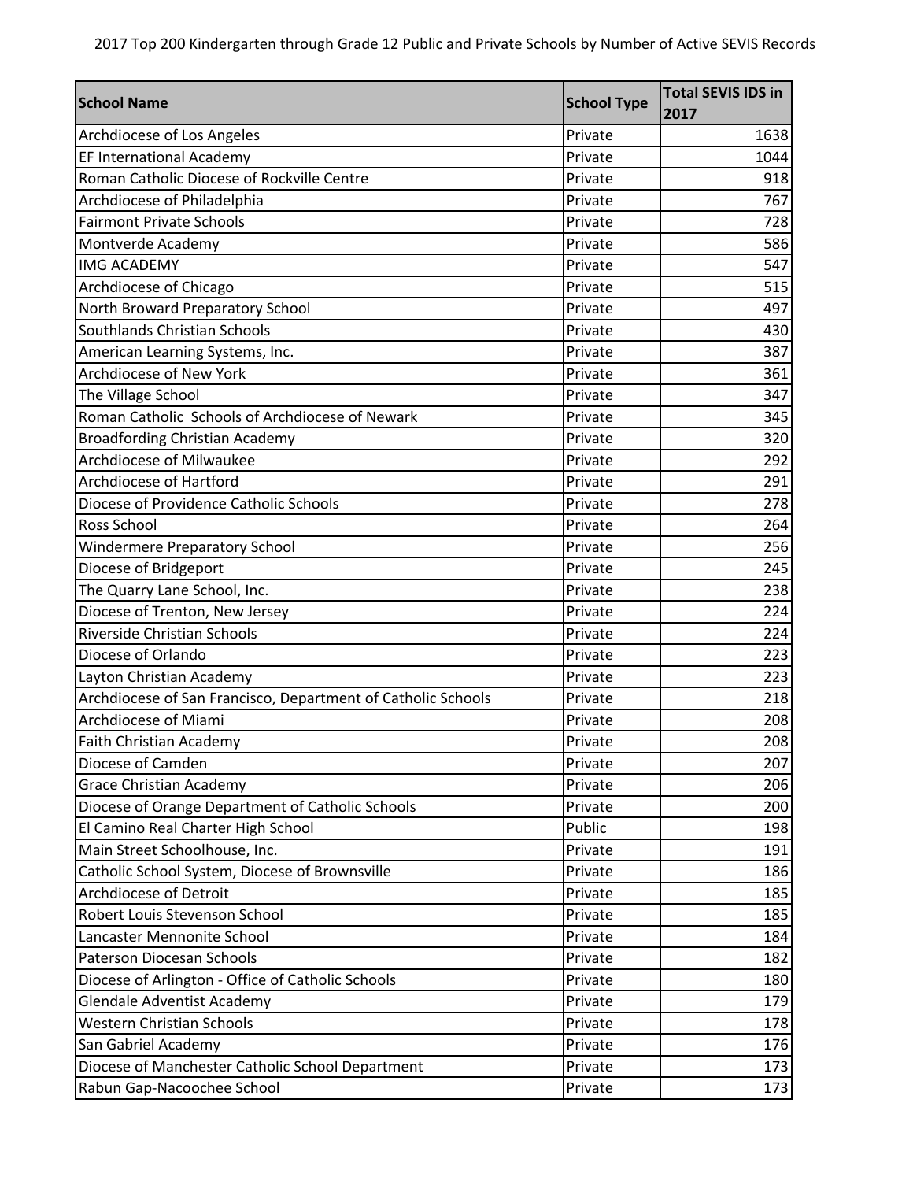2017 Top 200 Kindergarten through Grade 12 Public and Private Schools by Number of Active SEVIS Records

| School Name | School Type | Total SEVIS IDS in 2017 |
|---|---|---|
| Archdiocese of Los Angeles | Private | 1638 |
| EF International Academy | Private | 1044 |
| Roman Catholic Diocese of Rockville Centre | Private | 918 |
| Archdiocese of Philadelphia | Private | 767 |
| Fairmont Private Schools | Private | 728 |
| Montverde Academy | Private | 586 |
| IMG ACADEMY | Private | 547 |
| Archdiocese of Chicago | Private | 515 |
| North Broward Preparatory School | Private | 497 |
| Southlands Christian Schools | Private | 430 |
| American Learning Systems, Inc. | Private | 387 |
| Archdiocese of New York | Private | 361 |
| The Village School | Private | 347 |
| Roman Catholic  Schools of Archdiocese of Newark | Private | 345 |
| Broadfording Christian Academy | Private | 320 |
| Archdiocese of Milwaukee | Private | 292 |
| Archdiocese of Hartford | Private | 291 |
| Diocese of Providence Catholic Schools | Private | 278 |
| Ross School | Private | 264 |
| Windermere Preparatory School | Private | 256 |
| Diocese of Bridgeport | Private | 245 |
| The Quarry Lane School, Inc. | Private | 238 |
| Diocese of Trenton, New Jersey | Private | 224 |
| Riverside Christian Schools | Private | 224 |
| Diocese of Orlando | Private | 223 |
| Layton Christian Academy | Private | 223 |
| Archdiocese of San Francisco, Department of Catholic Schools | Private | 218 |
| Archdiocese of Miami | Private | 208 |
| Faith Christian Academy | Private | 208 |
| Diocese of Camden | Private | 207 |
| Grace Christian Academy | Private | 206 |
| Diocese of Orange Department of Catholic Schools | Private | 200 |
| El Camino Real Charter High School | Public | 198 |
| Main Street Schoolhouse, Inc. | Private | 191 |
| Catholic School System, Diocese of Brownsville | Private | 186 |
| Archdiocese of Detroit | Private | 185 |
| Robert Louis Stevenson School | Private | 185 |
| Lancaster Mennonite School | Private | 184 |
| Paterson Diocesan Schools | Private | 182 |
| Diocese of Arlington - Office of Catholic Schools | Private | 180 |
| Glendale Adventist Academy | Private | 179 |
| Western Christian Schools | Private | 178 |
| San Gabriel Academy | Private | 176 |
| Diocese of Manchester Catholic School Department | Private | 173 |
| Rabun Gap-Nacoochee School | Private | 173 |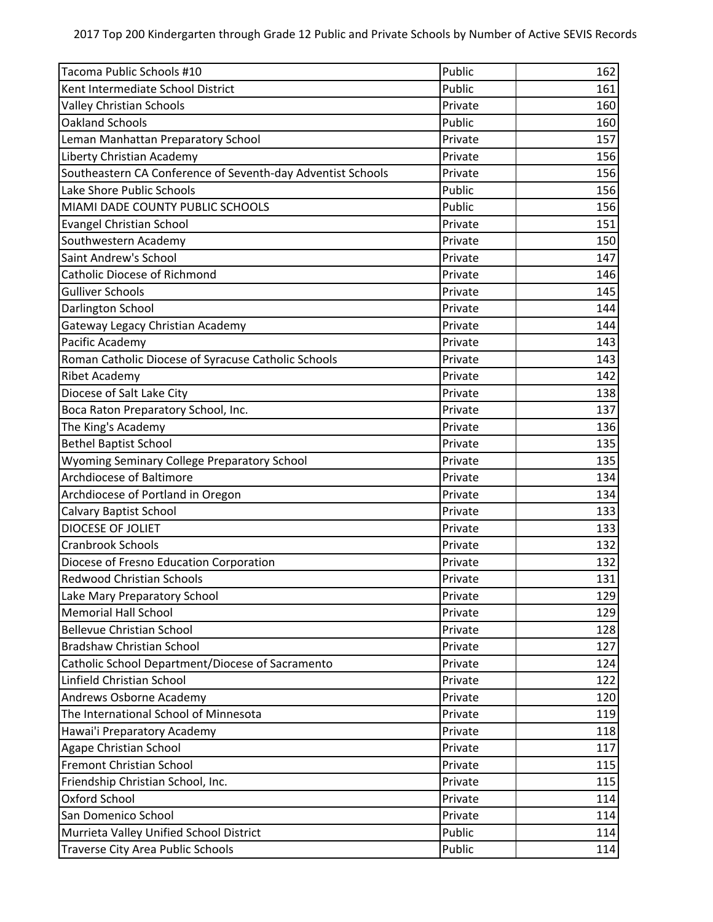| Tacoma Public Schools #10 | Public | 162 |
|---|---|---|
| Kent Intermediate School District | Public | 161 |
| Valley Christian Schools | Private | 160 |
| Oakland Schools | Public | 160 |
| Leman Manhattan Preparatory School | Private | 157 |
| Liberty Christian Academy | Private | 156 |
| Southeastern CA Conference of Seventh-day Adventist Schools | Private | 156 |
| Lake Shore Public Schools | Public | 156 |
| MIAMI DADE COUNTY PUBLIC SCHOOLS | Public | 156 |
| Evangel Christian School | Private | 151 |
| Southwestern Academy | Private | 150 |
| Saint Andrew's School | Private | 147 |
| Catholic Diocese of Richmond | Private | 146 |
| Gulliver Schools | Private | 145 |
| Darlington School | Private | 144 |
| Gateway Legacy Christian Academy | Private | 144 |
| Pacific Academy | Private | 143 |
| Roman Catholic Diocese of Syracuse Catholic Schools | Private | 143 |
| Ribet Academy | Private | 142 |
| Diocese of Salt Lake City | Private | 138 |
| Boca Raton Preparatory School, Inc. | Private | 137 |
| The King's Academy | Private | 136 |
| Bethel Baptist School | Private | 135 |
| Wyoming Seminary College Preparatory School | Private | 135 |
| Archdiocese of Baltimore | Private | 134 |
| Archdiocese of Portland in Oregon | Private | 134 |
| Calvary Baptist School | Private | 133 |
| DIOCESE OF JOLIET | Private | 133 |
| Cranbrook Schools | Private | 132 |
| Diocese of Fresno Education Corporation | Private | 132 |
| Redwood Christian Schools | Private | 131 |
| Lake Mary Preparatory School | Private | 129 |
| Memorial Hall School | Private | 129 |
| Bellevue Christian School | Private | 128 |
| Bradshaw Christian School | Private | 127 |
| Catholic School Department/Diocese of Sacramento | Private | 124 |
| Linfield Christian School | Private | 122 |
| Andrews Osborne Academy | Private | 120 |
| The International School of Minnesota | Private | 119 |
| Hawai'i Preparatory Academy | Private | 118 |
| Agape Christian School | Private | 117 |
| Fremont Christian School | Private | 115 |
| Friendship Christian School, Inc. | Private | 115 |
| Oxford School | Private | 114 |
| San Domenico School | Private | 114 |
| Murrieta Valley Unified School District | Public | 114 |
| Traverse City Area Public Schools | Public | 114 |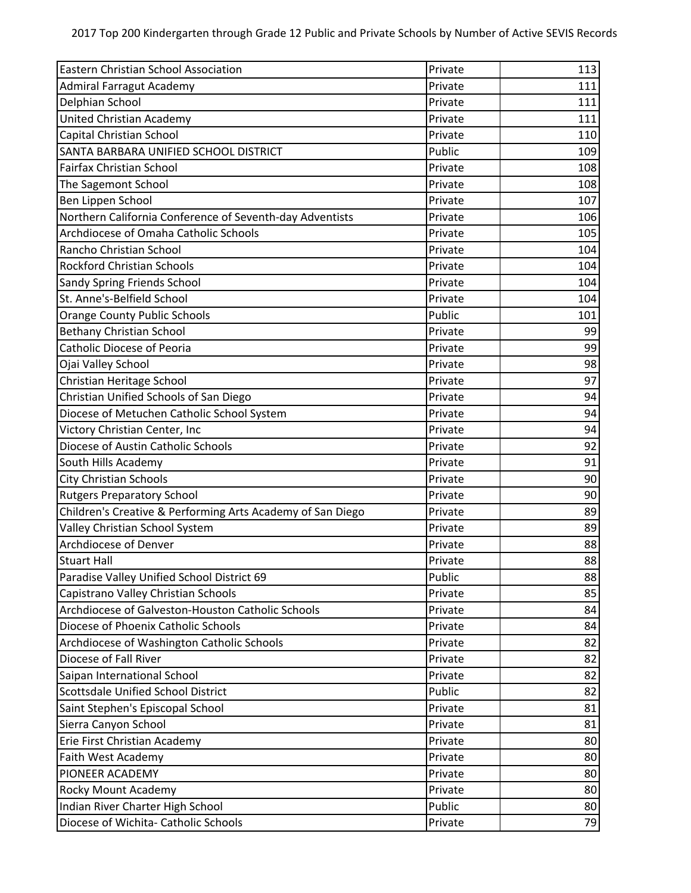| Eastern Christian School Association | Private | 113 |
|---|---|---|
| Admiral Farragut Academy | Private | 111 |
| Delphian School | Private | 111 |
| United Christian Academy | Private | 111 |
| Capital Christian School | Private | 110 |
| SANTA BARBARA UNIFIED SCHOOL DISTRICT | Public | 109 |
| Fairfax Christian School | Private | 108 |
| The Sagemont School | Private | 108 |
| Ben Lippen School | Private | 107 |
| Northern California Conference of Seventh-day Adventists | Private | 106 |
| Archdiocese of Omaha Catholic Schools | Private | 105 |
| Rancho Christian School | Private | 104 |
| Rockford Christian Schools | Private | 104 |
| Sandy Spring Friends School | Private | 104 |
| St. Anne's-Belfield School | Private | 104 |
| Orange County Public Schools | Public | 101 |
| Bethany Christian School | Private | 99 |
| Catholic Diocese of Peoria | Private | 99 |
| Ojai Valley School | Private | 98 |
| Christian Heritage School | Private | 97 |
| Christian Unified Schools of San Diego | Private | 94 |
| Diocese of Metuchen Catholic School System | Private | 94 |
| Victory Christian Center, Inc | Private | 94 |
| Diocese of Austin Catholic Schools | Private | 92 |
| South Hills Academy | Private | 91 |
| City Christian Schools | Private | 90 |
| Rutgers Preparatory School | Private | 90 |
| Children's Creative & Performing Arts Academy of San Diego | Private | 89 |
| Valley Christian School System | Private | 89 |
| Archdiocese of Denver | Private | 88 |
| Stuart Hall | Private | 88 |
| Paradise Valley Unified School District 69 | Public | 88 |
| Capistrano Valley Christian Schools | Private | 85 |
| Archdiocese of Galveston-Houston Catholic Schools | Private | 84 |
| Diocese of Phoenix Catholic Schools | Private | 84 |
| Archdiocese of Washington Catholic Schools | Private | 82 |
| Diocese of Fall River | Private | 82 |
| Saipan International School | Private | 82 |
| Scottsdale Unified School District | Public | 82 |
| Saint Stephen's Episcopal School | Private | 81 |
| Sierra Canyon School | Private | 81 |
| Erie First Christian Academy | Private | 80 |
| Faith West Academy | Private | 80 |
| PIONEER ACADEMY | Private | 80 |
| Rocky Mount Academy | Private | 80 |
| Indian River Charter High School | Public | 80 |
| Diocese of Wichita- Catholic Schools | Private | 79 |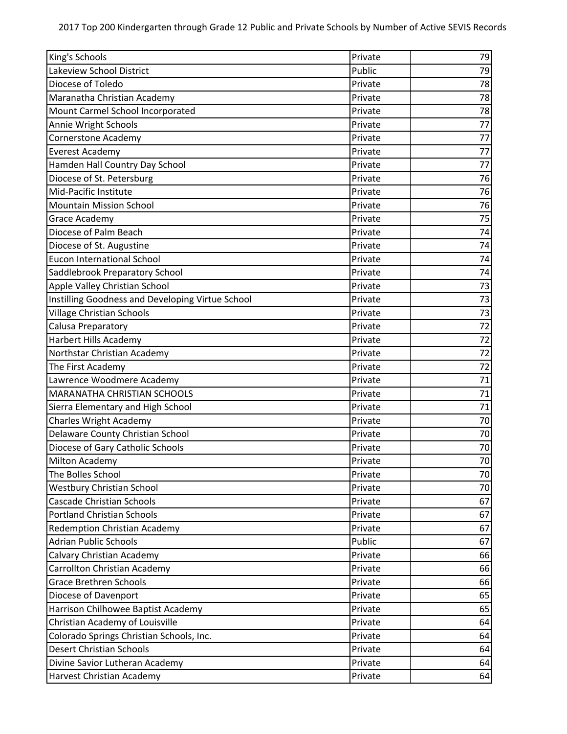| King's Schools | Private | 79 |
| --- | --- | --- |
| Lakeview School District | Public | 79 |
| Diocese of Toledo | Private | 78 |
| Maranatha Christian Academy | Private | 78 |
| Mount Carmel School Incorporated | Private | 78 |
| Annie Wright Schools | Private | 77 |
| Cornerstone Academy | Private | 77 |
| Everest Academy | Private | 77 |
| Hamden Hall Country Day School | Private | 77 |
| Diocese of St. Petersburg | Private | 76 |
| Mid-Pacific Institute | Private | 76 |
| Mountain Mission School | Private | 76 |
| Grace Academy | Private | 75 |
| Diocese of Palm Beach | Private | 74 |
| Diocese of St. Augustine | Private | 74 |
| Eucon International School | Private | 74 |
| Saddlebrook Preparatory School | Private | 74 |
| Apple Valley Christian School | Private | 73 |
| Instilling Goodness and Developing Virtue School | Private | 73 |
| Village Christian Schools | Private | 73 |
| Calusa Preparatory | Private | 72 |
| Harbert Hills Academy | Private | 72 |
| Northstar Christian Academy | Private | 72 |
| The First Academy | Private | 72 |
| Lawrence Woodmere Academy | Private | 71 |
| MARANATHA CHRISTIAN SCHOOLS | Private | 71 |
| Sierra Elementary and High School | Private | 71 |
| Charles Wright Academy | Private | 70 |
| Delaware County Christian School | Private | 70 |
| Diocese of Gary Catholic Schools | Private | 70 |
| Milton Academy | Private | 70 |
| The Bolles School | Private | 70 |
| Westbury Christian School | Private | 70 |
| Cascade Christian Schools | Private | 67 |
| Portland Christian Schools | Private | 67 |
| Redemption Christian Academy | Private | 67 |
| Adrian Public Schools | Public | 67 |
| Calvary Christian Academy | Private | 66 |
| Carrollton Christian Academy | Private | 66 |
| Grace Brethren Schools | Private | 66 |
| Diocese of Davenport | Private | 65 |
| Harrison Chilhowee Baptist Academy | Private | 65 |
| Christian Academy of Louisville | Private | 64 |
| Colorado Springs Christian Schools, Inc. | Private | 64 |
| Desert Christian Schools | Private | 64 |
| Divine Savior Lutheran Academy | Private | 64 |
| Harvest Christian Academy | Private | 64 |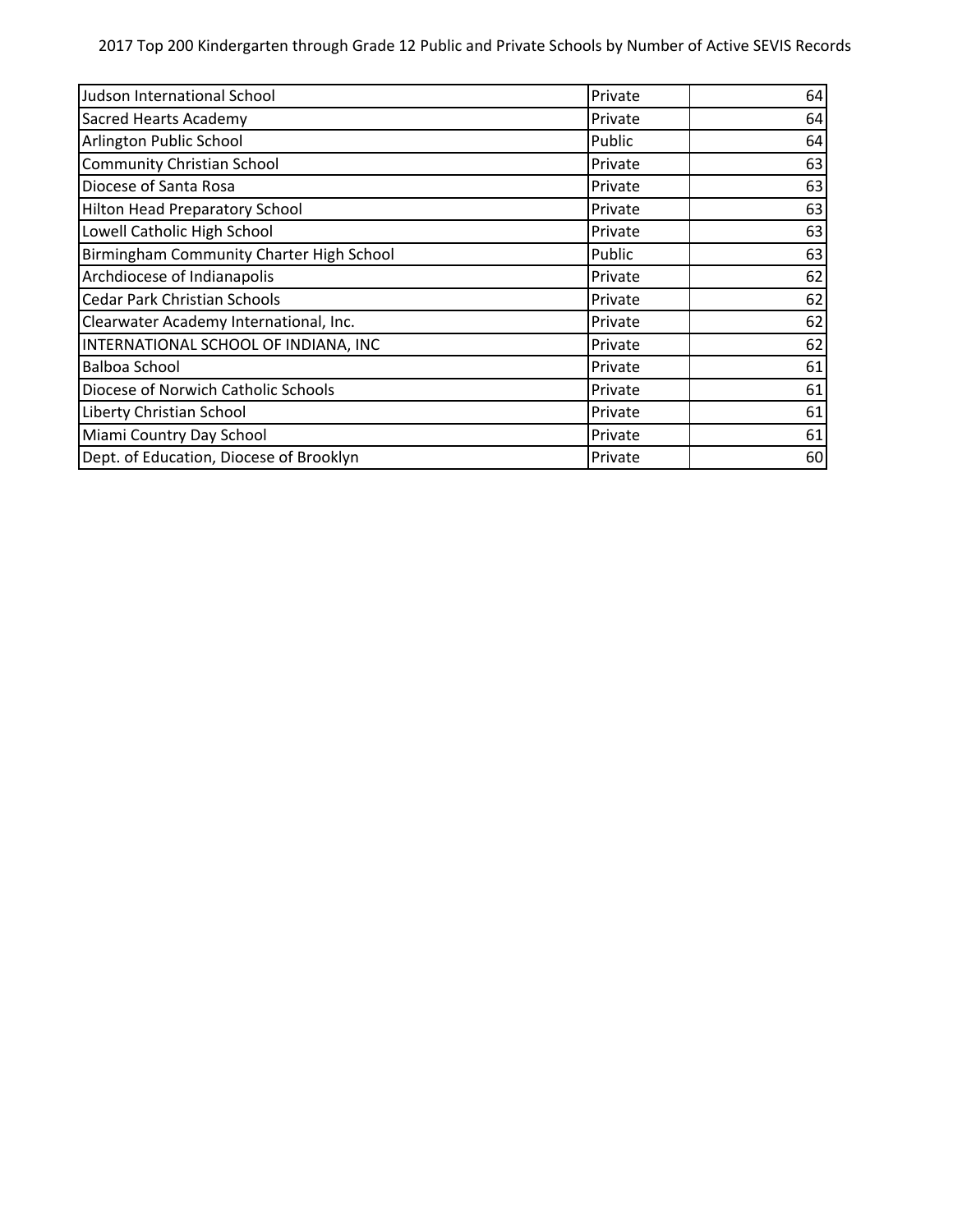| | | |
|---|---|---|
| Judson International School | Private | 64 |
| Sacred Hearts Academy | Private | 64 |
| Arlington Public School | Public | 64 |
| Community Christian School | Private | 63 |
| Diocese of Santa Rosa | Private | 63 |
| Hilton Head Preparatory School | Private | 63 |
| Lowell Catholic High School | Private | 63 |
| Birmingham Community Charter High School | Public | 63 |
| Archdiocese of Indianapolis | Private | 62 |
| Cedar Park Christian Schools | Private | 62 |
| Clearwater Academy International, Inc. | Private | 62 |
| INTERNATIONAL SCHOOL OF INDIANA, INC | Private | 62 |
| Balboa School | Private | 61 |
| Diocese of Norwich Catholic Schools | Private | 61 |
| Liberty Christian School | Private | 61 |
| Miami Country Day School | Private | 61 |
| Dept. of Education, Diocese of Brooklyn | Private | 60 |